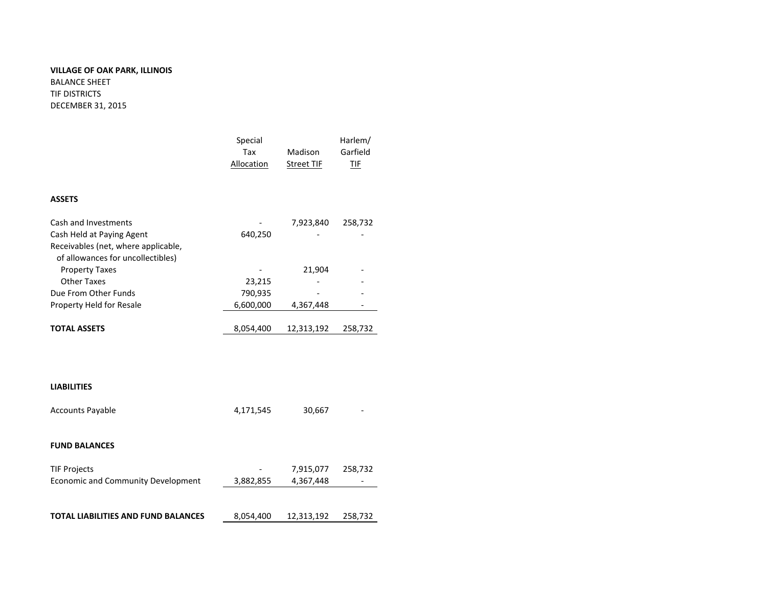**VILLAGE OF OAK PARK, ILLINOIS**
BALANCE SHEET
TIF DISTRICTS
DECEMBER 31, 2015

| | Special Tax Allocation | Madison Street TIF | Harlem/ Garfield TIF |
|---|---|---|---|
| **ASSETS** | | | |
| Cash and Investments | - | 7,923,840 | 258,732 |
| Cash Held at Paying Agent | 640,250 | - | - |
| Receivables (net, where applicable, of allowances for uncollectibles) | | | |
| Property Taxes | - | 21,904 | - |
| Other Taxes | 23,215 | - | - |
| Due From Other Funds | 790,935 | - | - |
| Property Held for Resale | 6,600,000 | 4,367,448 | - |
| **TOTAL ASSETS** | 8,054,400 | 12,313,192 | 258,732 |
| **LIABILITIES** | | | |
| Accounts Payable | 4,171,545 | 30,667 | - |
| **FUND BALANCES** | | | |
| TIF Projects | - | 7,915,077 | 258,732 |
| Economic and Community Development | 3,882,855 | 4,367,448 | - |
| **TOTAL LIABILITIES AND FUND BALANCES** | 8,054,400 | 12,313,192 | 258,732 |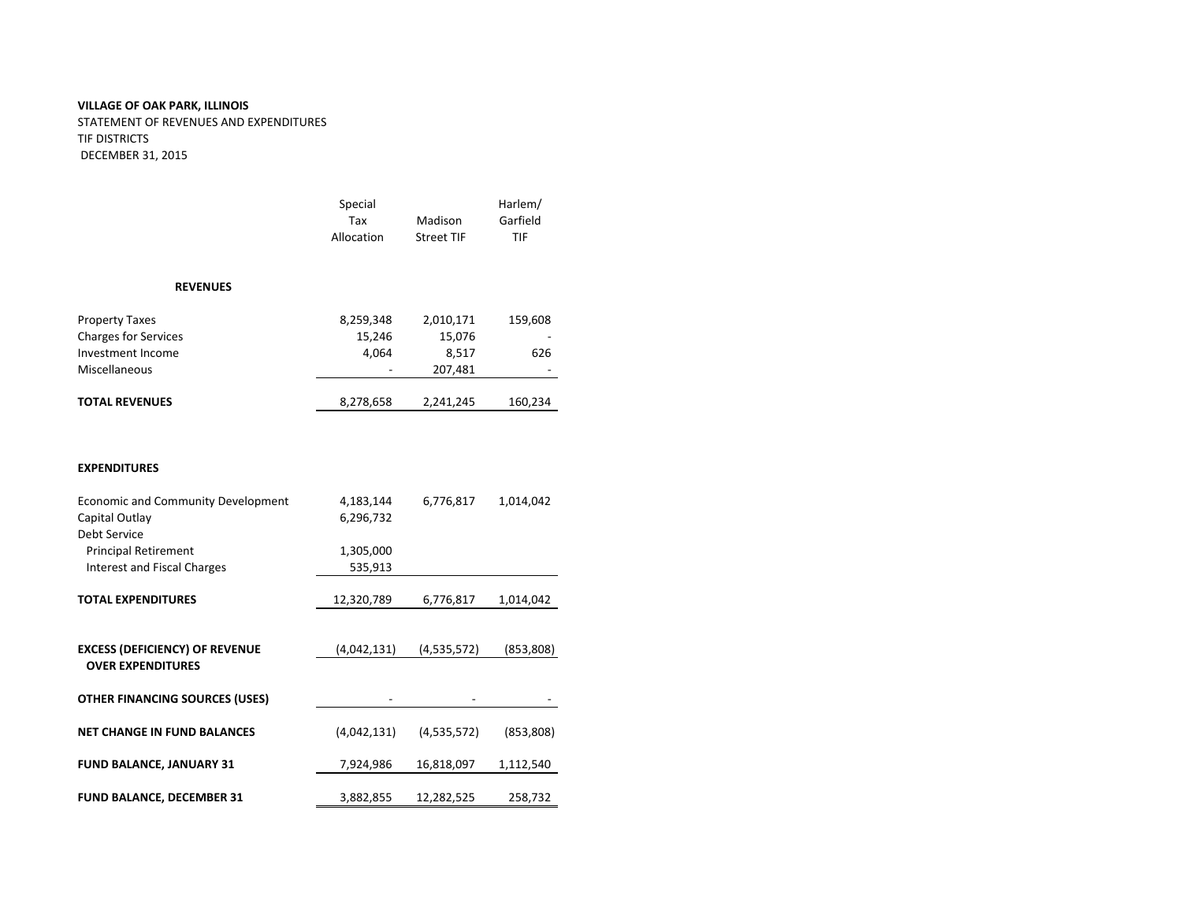**VILLAGE OF OAK PARK, ILLINOIS**
STATEMENT OF REVENUES AND EXPENDITURES
TIF DISTRICTS
DECEMBER 31, 2015

| | Special Tax Allocation | Madison Street TIF | Harlem/ Garfield TIF |
|---|---|---|---|
| **REVENUES** | | | |
| Property Taxes | 8,259,348 | 2,010,171 | 159,608 |
| Charges for Services | 15,246 | 15,076 | - |
| Investment Income | 4,064 | 8,517 | 626 |
| Miscellaneous | - | 207,481 | - |
| **TOTAL REVENUES** | 8,278,658 | 2,241,245 | 160,234 |
| **EXPENDITURES** | | | |
| Economic and Community Development | 4,183,144 | 6,776,817 | 1,014,042 |
| Capital Outlay | 6,296,732 | | |
| Debt Service | | | |
| Principal Retirement | 1,305,000 | | |
| Interest and Fiscal Charges | 535,913 | | |
| **TOTAL EXPENDITURES** | 12,320,789 | 6,776,817 | 1,014,042 |
| **EXCESS (DEFICIENCY) OF REVENUE OVER EXPENDITURES** | (4,042,131) | (4,535,572) | (853,808) |
| **OTHER FINANCING SOURCES (USES)** | - | - | - |
| **NET CHANGE IN FUND BALANCES** | (4,042,131) | (4,535,572) | (853,808) |
| **FUND BALANCE, JANUARY 31** | 7,924,986 | 16,818,097 | 1,112,540 |
| **FUND BALANCE, DECEMBER 31** | 3,882,855 | 12,282,525 | 258,732 |